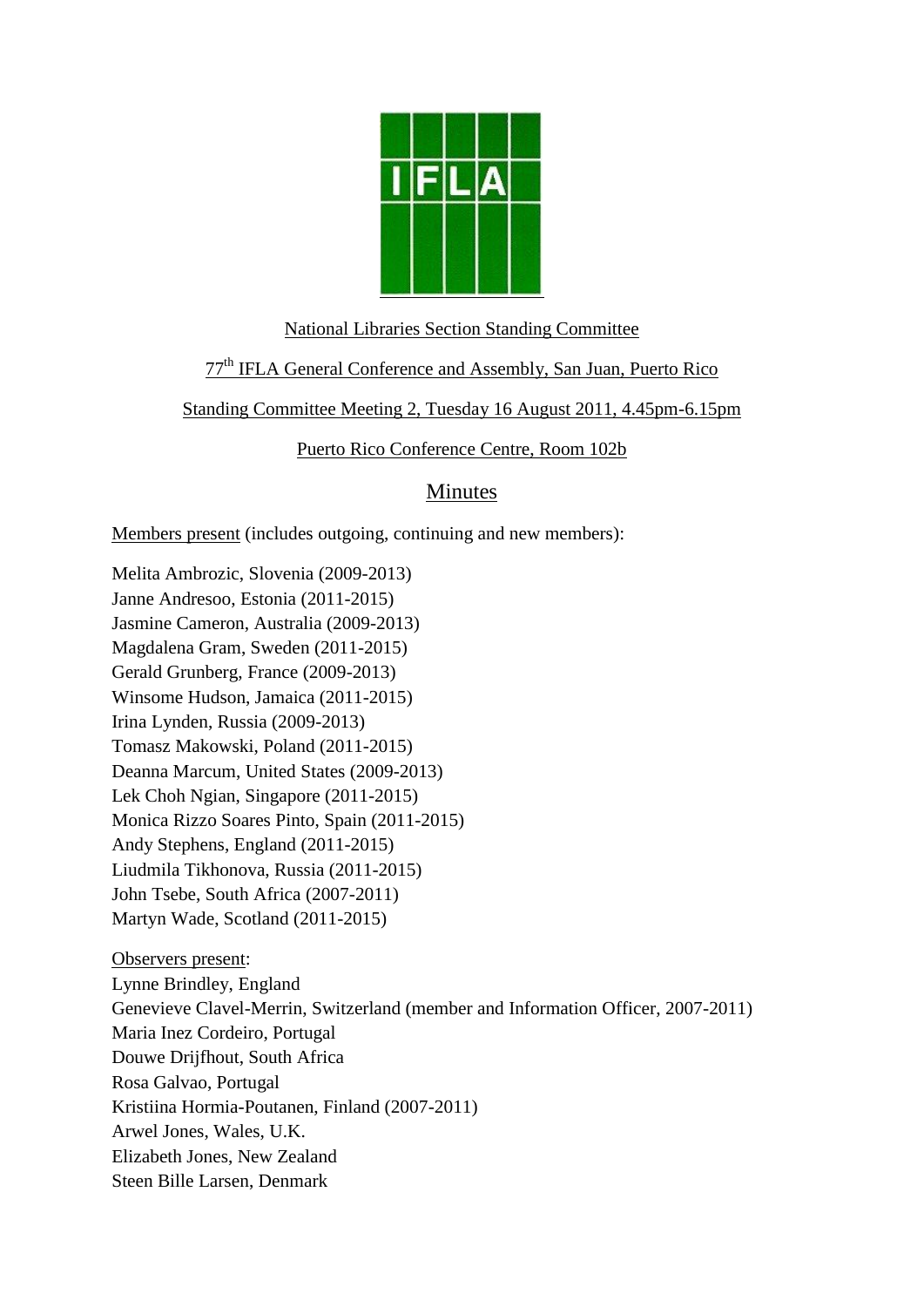National Libraries Section Standing Committee

77th IFLA General Conference and Assembly, San Juan, Puerto Rico

Standing Committee Meeting 2, Tuesday 16 August 2011, 4.45pm-6.15pm

Puerto Rico Conference Centre, Room 102b

# Minutes

Members present (includes outgoing, continuing and new members):

Melita Ambrozic, Slovenia (2009-2013)
Janne Andresoo, Estonia (2011-2015)
Jasmine Cameron, Australia (2009-2013)
Magdalena Gram, Sweden (2011-2015)
Gerald Grunberg, France (2009-2013)
Winsome Hudson, Jamaica (2011-2015)
Irina Lynden, Russia (2009-2013)
Tomasz Makowski, Poland (2011-2015)
Deanna Marcum, United States (2009-2013)
Lek Choh Ngian, Singapore (2011-2015)
Monica Rizzo Soares Pinto, Spain (2011-2015)
Andy Stephens, England (2011-2015)
Liudmila Tikhonova, Russia (2011-2015)
John Tsebe, South Africa (2007-2011)
Martyn Wade, Scotland (2011-2015)

Observers present:
Lynne Brindley, England
Genevieve Clavel-Merrin, Switzerland (member and Information Officer, 2007-2011)
Maria Inez Cordeiro, Portugal
Douwe Drijfhout, South Africa
Rosa Galvao, Portugal
Kristiina Hormia-Poutanen, Finland (2007-2011)
Arwel Jones, Wales, U.K.
Elizabeth Jones, New Zealand
Steen Bille Larsen, Denmark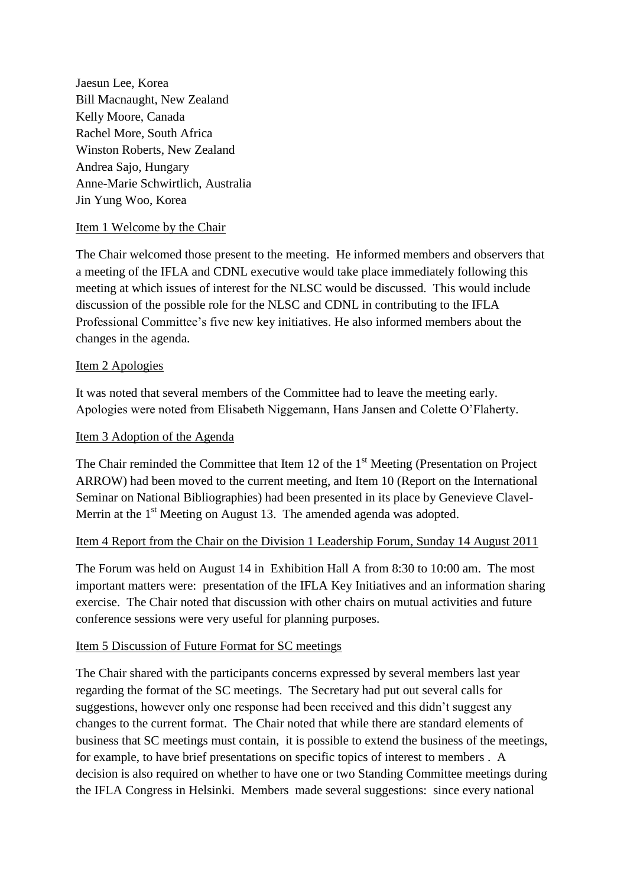Jaesun Lee, Korea
Bill Macnaught, New Zealand
Kelly Moore, Canada
Rachel More, South Africa
Winston Roberts, New Zealand
Andrea Sajo, Hungary
Anne-Marie Schwirtlich, Australia
Jin Yung Woo, Korea

Item 1 Welcome by the Chair

The Chair welcomed those present to the meeting. He informed members and observers that a meeting of the IFLA and CDNL executive would take place immediately following this meeting at which issues of interest for the NLSC would be discussed. This would include discussion of the possible role for the NLSC and CDNL in contributing to the IFLA Professional Committee's five new key initiatives. He also informed members about the changes in the agenda.

Item 2 Apologies

It was noted that several members of the Committee had to leave the meeting early. Apologies were noted from Elisabeth Niggemann, Hans Jansen and Colette O'Flaherty.

Item 3 Adoption of the Agenda

The Chair reminded the Committee that Item 12 of the 1st Meeting (Presentation on Project ARROW) had been moved to the current meeting, and Item 10 (Report on the International Seminar on National Bibliographies) had been presented in its place by Genevieve Clavel-Merrin at the 1st Meeting on August 13. The amended agenda was adopted.

Item 4 Report from the Chair on the Division 1 Leadership Forum, Sunday 14 August 2011

The Forum was held on August 14 in Exhibition Hall A from 8:30 to 10:00 am. The most important matters were: presentation of the IFLA Key Initiatives and an information sharing exercise. The Chair noted that discussion with other chairs on mutual activities and future conference sessions were very useful for planning purposes.

Item 5 Discussion of Future Format for SC meetings

The Chair shared with the participants concerns expressed by several members last year regarding the format of the SC meetings. The Secretary had put out several calls for suggestions, however only one response had been received and this didn't suggest any changes to the current format. The Chair noted that while there are standard elements of business that SC meetings must contain, it is possible to extend the business of the meetings, for example, to have brief presentations on specific topics of interest to members . A decision is also required on whether to have one or two Standing Committee meetings during the IFLA Congress in Helsinki. Members made several suggestions: since every national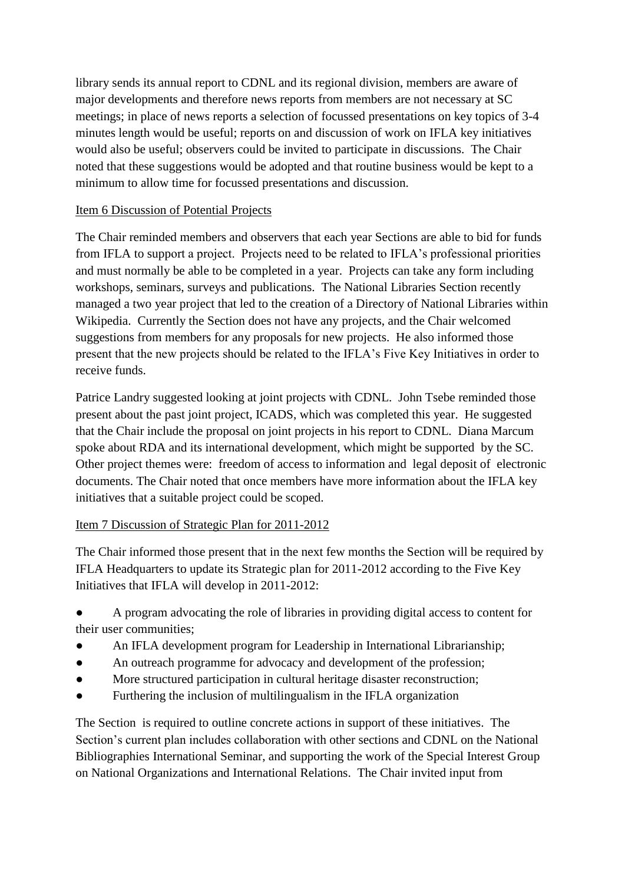library sends its annual report to CDNL and its regional division, members are aware of major developments and therefore news reports from members are not necessary at SC meetings; in place of news reports a selection of focussed presentations on key topics of 3-4 minutes length would be useful; reports on and discussion of work on IFLA key initiatives would also be useful; observers could be invited to participate in discussions. The Chair noted that these suggestions would be adopted and that routine business would be kept to a minimum to allow time for focussed presentations and discussion.

Item 6 Discussion of Potential Projects

The Chair reminded members and observers that each year Sections are able to bid for funds from IFLA to support a project. Projects need to be related to IFLA's professional priorities and must normally be able to be completed in a year. Projects can take any form including workshops, seminars, surveys and publications. The National Libraries Section recently managed a two year project that led to the creation of a Directory of National Libraries within Wikipedia. Currently the Section does not have any projects, and the Chair welcomed suggestions from members for any proposals for new projects. He also informed those present that the new projects should be related to the IFLA's Five Key Initiatives in order to receive funds.

Patrice Landry suggested looking at joint projects with CDNL. John Tsebe reminded those present about the past joint project, ICADS, which was completed this year. He suggested that the Chair include the proposal on joint projects in his report to CDNL. Diana Marcum spoke about RDA and its international development, which might be supported by the SC. Other project themes were: freedom of access to information and legal deposit of electronic documents. The Chair noted that once members have more information about the IFLA key initiatives that a suitable project could be scoped.

Item 7 Discussion of Strategic Plan for 2011-2012

The Chair informed those present that in the next few months the Section will be required by IFLA Headquarters to update its Strategic plan for 2011-2012 according to the Five Key Initiatives that IFLA will develop in 2011-2012:

- A program advocating the role of libraries in providing digital access to content for their user communities;
- An IFLA development program for Leadership in International Librarianship;
- An outreach programme for advocacy and development of the profession;
- More structured participation in cultural heritage disaster reconstruction;
- Furthering the inclusion of multilingualism in the IFLA organization

The Section is required to outline concrete actions in support of these initiatives. The Section's current plan includes collaboration with other sections and CDNL on the National Bibliographies International Seminar, and supporting the work of the Special Interest Group on National Organizations and International Relations. The Chair invited input from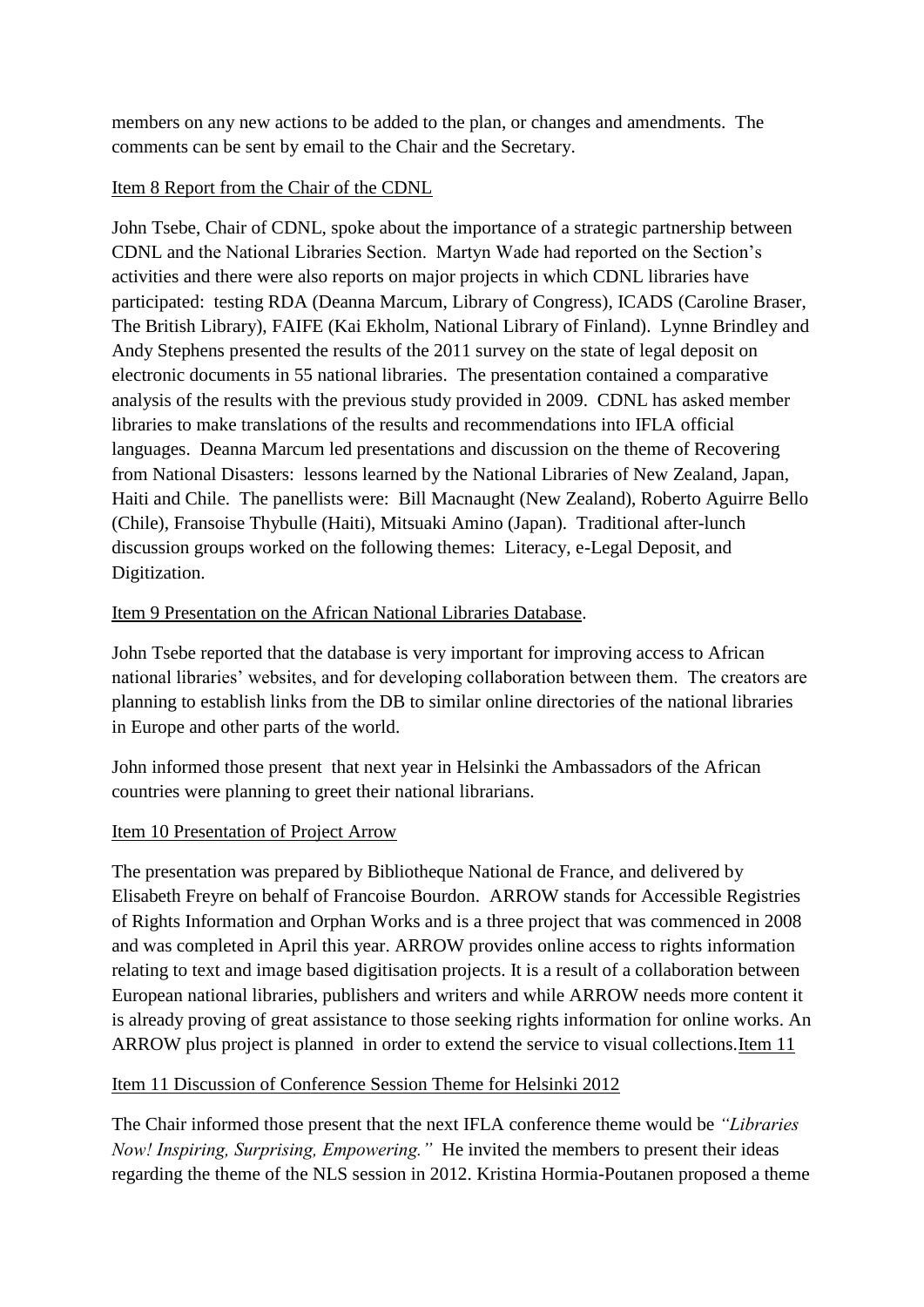members on any new actions to be added to the plan, or changes and amendments. The comments can be sent by email to the Chair and the Secretary.

Item 8 Report from the Chair of the CDNL

John Tsebe, Chair of CDNL, spoke about the importance of a strategic partnership between CDNL and the National Libraries Section. Martyn Wade had reported on the Section's activities and there were also reports on major projects in which CDNL libraries have participated: testing RDA (Deanna Marcum, Library of Congress), ICADS (Caroline Braser, The British Library), FAIFE (Kai Ekholm, National Library of Finland). Lynne Brindley and Andy Stephens presented the results of the 2011 survey on the state of legal deposit on electronic documents in 55 national libraries. The presentation contained a comparative analysis of the results with the previous study provided in 2009. CDNL has asked member libraries to make translations of the results and recommendations into IFLA official languages. Deanna Marcum led presentations and discussion on the theme of Recovering from National Disasters: lessons learned by the National Libraries of New Zealand, Japan, Haiti and Chile. The panellists were: Bill Macnaught (New Zealand), Roberto Aguirre Bello (Chile), Fransoise Thybulle (Haiti), Mitsuaki Amino (Japan). Traditional after-lunch discussion groups worked on the following themes: Literacy, e-Legal Deposit, and Digitization.

Item 9 Presentation on the African National Libraries Database.

John Tsebe reported that the database is very important for improving access to African national libraries' websites, and for developing collaboration between them. The creators are planning to establish links from the DB to similar online directories of the national libraries in Europe and other parts of the world.

John informed those present that next year in Helsinki the Ambassadors of the African countries were planning to greet their national librarians.

Item 10 Presentation of Project Arrow

The presentation was prepared by Bibliotheque National de France, and delivered by Elisabeth Freyre on behalf of Francoise Bourdon. ARROW stands for Accessible Registries of Rights Information and Orphan Works and is a three project that was commenced in 2008 and was completed in April this year. ARROW provides online access to rights information relating to text and image based digitisation projects. It is a result of a collaboration between European national libraries, publishers and writers and while ARROW needs more content it is already proving of great assistance to those seeking rights information for online works. An ARROW plus project is planned in order to extend the service to visual collections.Item 11

Item 11 Discussion of Conference Session Theme for Helsinki 2012

The Chair informed those present that the next IFLA conference theme would be *"Libraries Now! Inspiring, Surprising, Empowering."* He invited the members to present their ideas regarding the theme of the NLS session in 2012. Kristina Hormia-Poutanen proposed a theme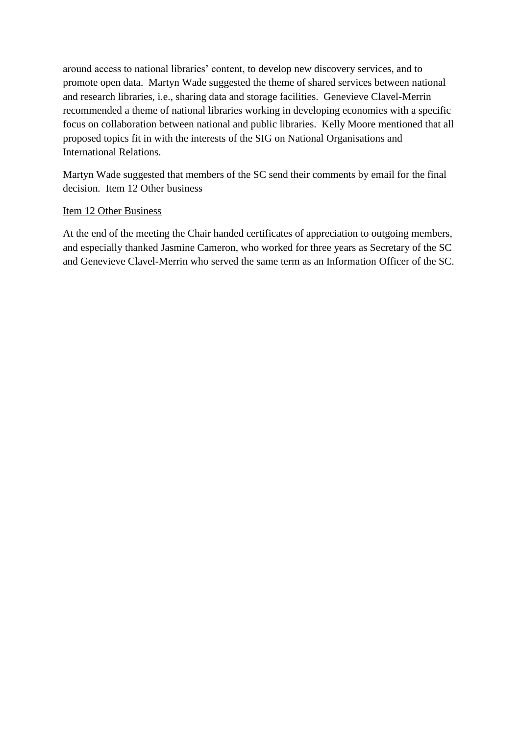around access to national libraries' content, to develop new discovery services, and to promote open data. Martyn Wade suggested the theme of shared services between national and research libraries, i.e., sharing data and storage facilities. Genevieve Clavel-Merrin recommended a theme of national libraries working in developing economies with a specific focus on collaboration between national and public libraries. Kelly Moore mentioned that all proposed topics fit in with the interests of the SIG on National Organisations and International Relations.

Martyn Wade suggested that members of the SC send their comments by email for the final decision. Item 12 Other business

<u>Item 12 Other Business</u>

At the end of the meeting the Chair handed certificates of appreciation to outgoing members, and especially thanked Jasmine Cameron, who worked for three years as Secretary of the SC and Genevieve Clavel-Merrin who served the same term as an Information Officer of the SC.